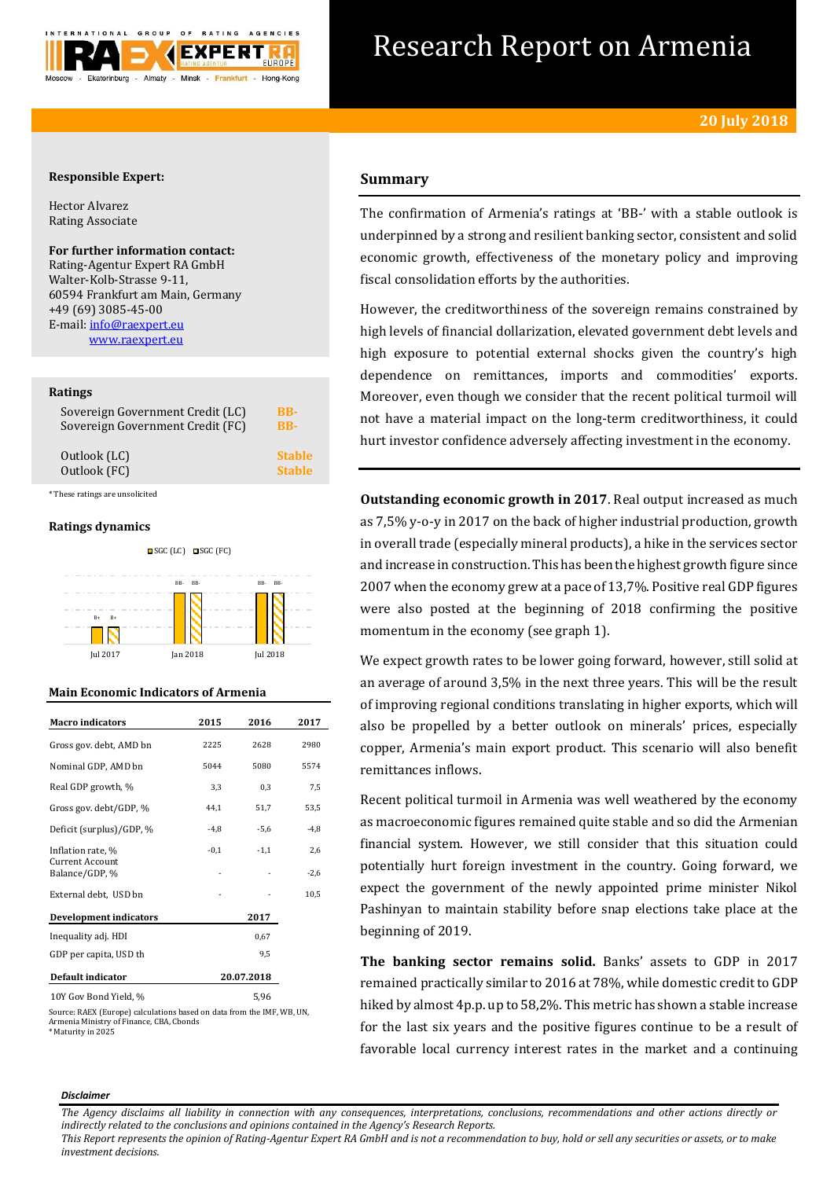# Research Report on Armenia

**20 July 2018**

**Responsible Expert:**

Hector Alvarez
Rating Associate

**For further information contact:**
Rating-Agentur Expert RA GmbH
Walter-Kolb-Strasse 9-11,
60594 Frankfurt am Main, Germany
+49 (69) 3085-45-00
E-mail: info@raexpert.eu
www.raexpert.eu

**Ratings**

| | |
|---|---|
| Sovereign Government Credit (LC) | BB- |
| Sovereign Government Credit (FC) | BB- |
| Outlook (LC) | Stable |
| Outlook (FC) | Stable |

*These ratings are unsolicited

**Ratings dynamics**

SGC (LC) SGC (FC)

B+ B+
BB- BB-
BB- BB-
Jul 2017
Jan 2018
Jul 2018

**Main Economic Indicators of Armenia**

| Macro indicators | 2015 | 2016 | 2017 |
|---|---|---|---|
| Gross gov. debt, AMD bn | 2225 | 2628 | 2980 |
| Nominal GDP, AMD bn | 5044 | 5080 | 5574 |
| Real GDP growth, % | 3,3 | 0,3 | 7,5 |
| Gross gov. debt/GDP, % | 44,1 | 51,7 | 53,5 |
| Deficit (surplus)/GDP, % | -4,8 | -5,6 | -4,8 |
| Inflation rate, % | -0,1 | -1,1 | 2,6 |
| Current Account Balance/GDP, % | - | - | -2,6 |
| External debt, USD bn | - | - | 10,5 |
| **Development indicators** | | | **2017** |
| Inequality adj. HDI | | | 0,67 |
| GDP per capita, USD th | | | 9,5 |
| **Default indicator** | | | **20.07.2018** |
| 10Y Gov Bond Yield, % | | | 5,96 |

Source: RAEX (Europe) calculations based on data from the IMF, WB, UN, Armenia Ministry of Finance, CBA, Cbonds
* Maturity in 2025

## Summary

The confirmation of Armenia's ratings at 'BB-' with a stable outlook is underpinned by a strong and resilient banking sector, consistent and solid economic growth, effectiveness of the monetary policy and improving fiscal consolidation efforts by the authorities.

However, the creditworthiness of the sovereign remains constrained by high levels of financial dollarization, elevated government debt levels and high exposure to potential external shocks given the country's high dependence on remittances, imports and commodities' exports. Moreover, even though we consider that the recent political turmoil will not have a material impact on the long-term creditworthiness, it could hurt investor confidence adversely affecting investment in the economy.

**Outstanding economic growth in 2017**. Real output increased as much as 7,5% y-o-y in 2017 on the back of higher industrial production, growth in overall trade (especially mineral products), a hike in the services sector and increase in construction. This has been the highest growth figure since 2007 when the economy grew at a pace of 13,7%. Positive real GDP figures were also posted at the beginning of 2018 confirming the positive momentum in the economy (see graph 1).

We expect growth rates to be lower going forward, however, still solid at an average of around 3,5% in the next three years. This will be the result of improving regional conditions translating in higher exports, which will also be propelled by a better outlook on minerals' prices, especially copper, Armenia's main export product. This scenario will also benefit remittances inflows.

Recent political turmoil in Armenia was well weathered by the economy as macroeconomic figures remained quite stable and so did the Armenian financial system. However, we still consider that this situation could potentially hurt foreign investment in the country. Going forward, we expect the government of the newly appointed prime minister Nikol Pashinyan to maintain stability before snap elections take place at the beginning of 2019.

**The banking sector remains solid.** Banks' assets to GDP in 2017 remained practically similar to 2016 at 78%, while domestic credit to GDP hiked by almost 4p.p. up to 58,2%. This metric has shown a stable increase for the last six years and the positive figures continue to be a result of favorable local currency interest rates in the market and a continuing

*Disclaimer*

*The Agency disclaims all liability in connection with any consequences, interpretations, conclusions, recommendations and other actions directly or indirectly related to the conclusions and opinions contained in the Agency's Research Reports.*
*This Report represents the opinion of Rating-Agentur Expert RA GmbH and is not a recommendation to buy, hold or sell any securities or assets, or to make investment decisions.*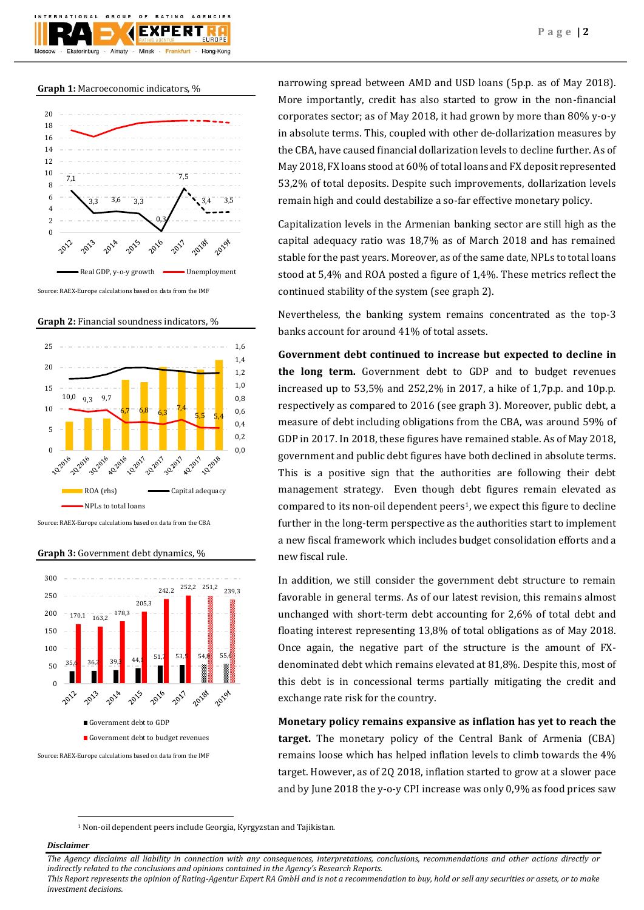**Graph 1:** Macroeconomic indicators, %

20
18
16
14
12
10
8
6
4
2
0

7,1
3,3
3,6
3,3
0,3
7,5
3,4
3,5

2012
2013
2014
2015
2016
2017
2018f
2019f

Real GDP, y-o-y growth
Unemployment

Source: RAEX-Europe calculations based on data from the IMF

**Graph 2:** Financial soundness indicators, %

25
20
15
10
5
0

1,6
1,4
1,2
1,0
0,8
0,6
0,4
0,2
0,0

10,0
9,3
9,7
6,7
6,8
6,3
7,4
5,5
5,4

1Q 2016
2Q 2016
3Q 2016
4Q 2016
1Q 2017
2Q 2017
3Q 2017
4Q 2017
1Q 2018

ROA (rhs)
Capital adequacy
NPLs to total loans

Source: RAEX-Europe calculations based on data from the CBA

**Graph 3:** Government debt dynamics, %

300
250
200
150
100
50
0

170,1
163,2
178,3
205,3
242,2
252,2
251,2
239,3

35,6
36,2
39,3
44,1
51,7
53,5
54,8
55,6

2012
2013
2014
2015
2016
2017
2018f
2019f

Government debt to GDP
Government debt to budget revenues

Source: RAEX-Europe calculations based on data from the IMF

narrowing spread between AMD and USD loans (5p.p. as of May 2018). More importantly, credit has also started to grow in the non-financial corporates sector; as of May 2018, it had grown by more than 80% y-o-y in absolute terms. This, coupled with other de-dollarization measures by the CBA, have caused financial dollarization levels to decline further. As of May 2018, FX loans stood at 60% of total loans and FX deposit represented 53,2% of total deposits. Despite such improvements, dollarization levels remain high and could destabilize a so-far effective monetary policy.

Capitalization levels in the Armenian banking sector are still high as the capital adequacy ratio was 18,7% as of March 2018 and has remained stable for the past years. Moreover, as of the same date, NPLs to total loans stood at 5,4% and ROA posted a figure of 1,4%. These metrics reflect the continued stability of the system (see graph 2).

Nevertheless, the banking system remains concentrated as the top-3 banks account for around 41% of total assets.

**Government debt continued to increase but expected to decline in the long term.** Government debt to GDP and to budget revenues increased up to 53,5% and 252,2% in 2017, a hike of 1,7p.p. and 10p.p. respectively as compared to 2016 (see graph 3). Moreover, public debt, a measure of debt including obligations from the CBA, was around 59% of GDP in 2017. In 2018, these figures have remained stable. As of May 2018, government and public debt figures have both declined in absolute terms. This is a positive sign that the authorities are following their debt management strategy. Even though debt figures remain elevated as compared to its non-oil dependent peers[1], we expect this figure to decline further in the long-term perspective as the authorities start to implement a new fiscal framework which includes budget consolidation efforts and a new fiscal rule.

In addition, we still consider the government debt structure to remain favorable in general terms. As of our latest revision, this remains almost unchanged with short-term debt accounting for 2,6% of total debt and floating interest representing 13,8% of total obligations as of May 2018. Once again, the negative part of the structure is the amount of FX-denominated debt which remains elevated at 81,8%. Despite this, most of this debt is in concessional terms partially mitigating the credit and exchange rate risk for the country.

**Monetary policy remains expansive as inflation has yet to reach the target.** The monetary policy of the Central Bank of Armenia (CBA) remains loose which has helped inflation levels to climb towards the 4% target. However, as of 2Q 2018, inflation started to grow at a slower pace and by June 2018 the y-o-y CPI increase was only 0,9% as food prices saw

[1] Non-oil dependent peers include Georgia, Kyrgyzstan and Tajikistan.

***Disclaimer***

*The Agency disclaims all liability in connection with any consequences, interpretations, conclusions, recommendations and other actions directly or indirectly related to the conclusions and opinions contained in the Agency's Research Reports.*
*This Report represents the opinion of Rating-Agentur Expert RA GmbH and is not a recommendation to buy, hold or sell any securities or assets, or to make investment decisions.*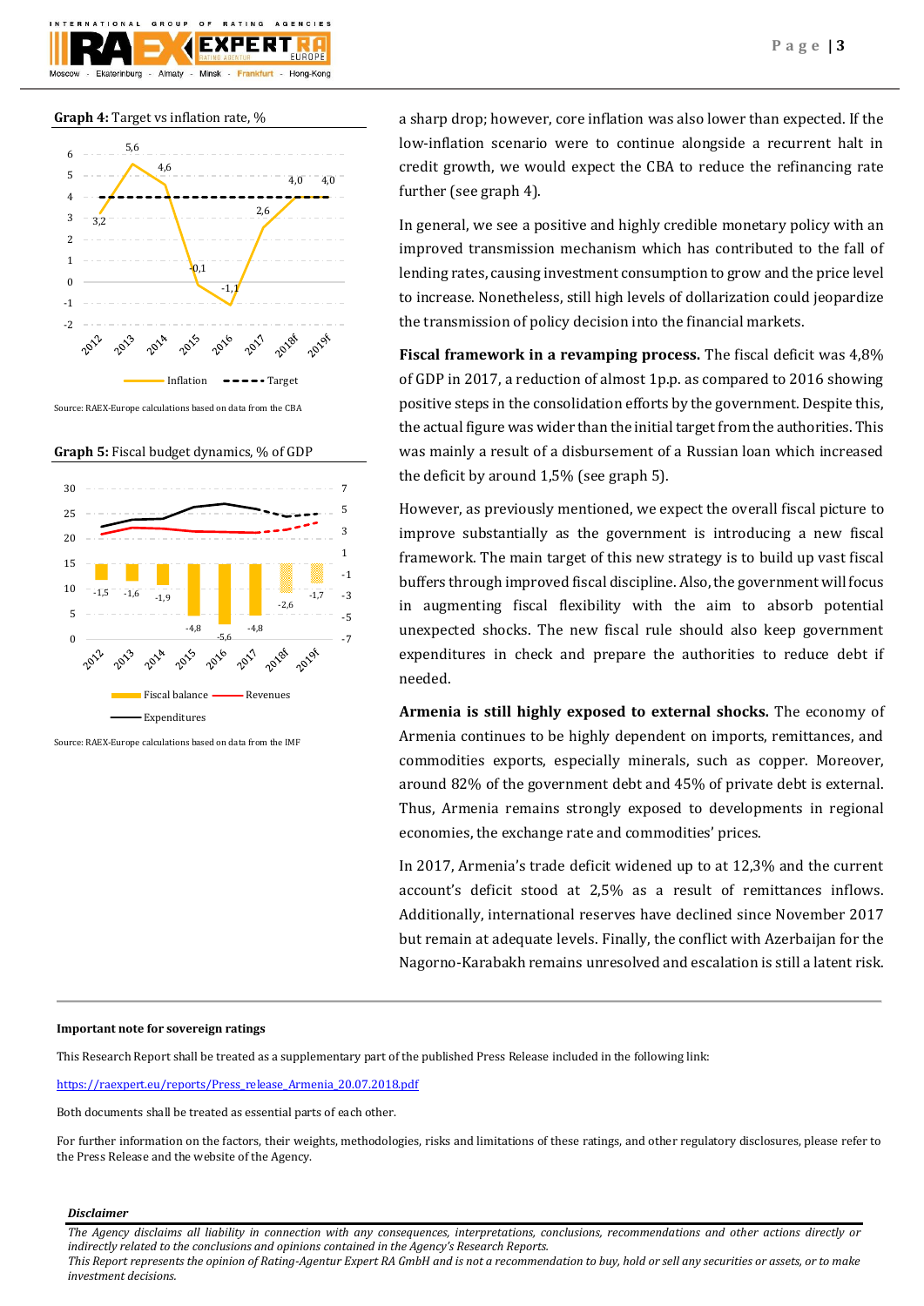**Graph 4:** Target vs inflation rate, %

6
5
4
3
2
1
0
-1
-2

3,2
5,6
4,6
-0,1
-1,1
2,6
4,0
4,0

2012 2013 2014 2015 2016 2017 2018f 2019f

Inflation
Target

Source: RAEX-Europe calculations based on data from the CBA

**Graph 5:** Fiscal budget dynamics, % of GDP

30
25
20
15
10
5
0

7
5
3
1
-1
-3
-5
-7

-1,5
-1,6
-1,9
-4,8
-5,6
-4,8
-2,6
-1,7

2012 2013 2014 2015 2016 2017 2018f 2019f

Fiscal balance
Revenues
Expenditures

Source: RAEX-Europe calculations based on data from the IMF

a sharp drop; however, core inflation was also lower than expected. If the low-inflation scenario were to continue alongside a recurrent halt in credit growth, we would expect the CBA to reduce the refinancing rate further (see graph 4).

In general, we see a positive and highly credible monetary policy with an improved transmission mechanism which has contributed to the fall of lending rates, causing investment consumption to grow and the price level to increase. Nonetheless, still high levels of dollarization could jeopardize the transmission of policy decision into the financial markets.

**Fiscal framework in a revamping process.** The fiscal deficit was 4,8% of GDP in 2017, a reduction of almost 1p.p. as compared to 2016 showing positive steps in the consolidation efforts by the government. Despite this, the actual figure was wider than the initial target from the authorities. This was mainly a result of a disbursement of a Russian loan which increased the deficit by around 1,5% (see graph 5).

However, as previously mentioned, we expect the overall fiscal picture to improve substantially as the government is introducing a new fiscal framework. The main target of this new strategy is to build up vast fiscal buffers through improved fiscal discipline. Also, the government will focus in augmenting fiscal flexibility with the aim to absorb potential unexpected shocks. The new fiscal rule should also keep government expenditures in check and prepare the authorities to reduce debt if needed.

**Armenia is still highly exposed to external shocks.** The economy of Armenia continues to be highly dependent on imports, remittances, and commodities exports, especially minerals, such as copper. Moreover, around 82% of the government debt and 45% of private debt is external. Thus, Armenia remains strongly exposed to developments in regional economies, the exchange rate and commodities' prices.

In 2017, Armenia's trade deficit widened up to at 12,3% and the current account's deficit stood at 2,5% as a result of remittances inflows. Additionally, international reserves have declined since November 2017 but remain at adequate levels. Finally, the conflict with Azerbaijan for the Nagorno-Karabakh remains unresolved and escalation is still a latent risk.

**Important note for sovereign ratings**

This Research Report shall be treated as a supplementary part of the published Press Release included in the following link:

https://raexpert.eu/reports/Press_release_Armenia_20.07.2018.pdf

Both documents shall be treated as essential parts of each other.

For further information on the factors, their weights, methodologies, risks and limitations of these ratings, and other regulatory disclosures, please refer to the Press Release and the website of the Agency.

***Disclaimer***

*The Agency disclaims all liability in connection with any consequences, interpretations, conclusions, recommendations and other actions directly or indirectly related to the conclusions and opinions contained in the Agency's Research Reports.*
*This Report represents the opinion of Rating-Agentur Expert RA GmbH and is not a recommendation to buy, hold or sell any securities or assets, or to make investment decisions.*